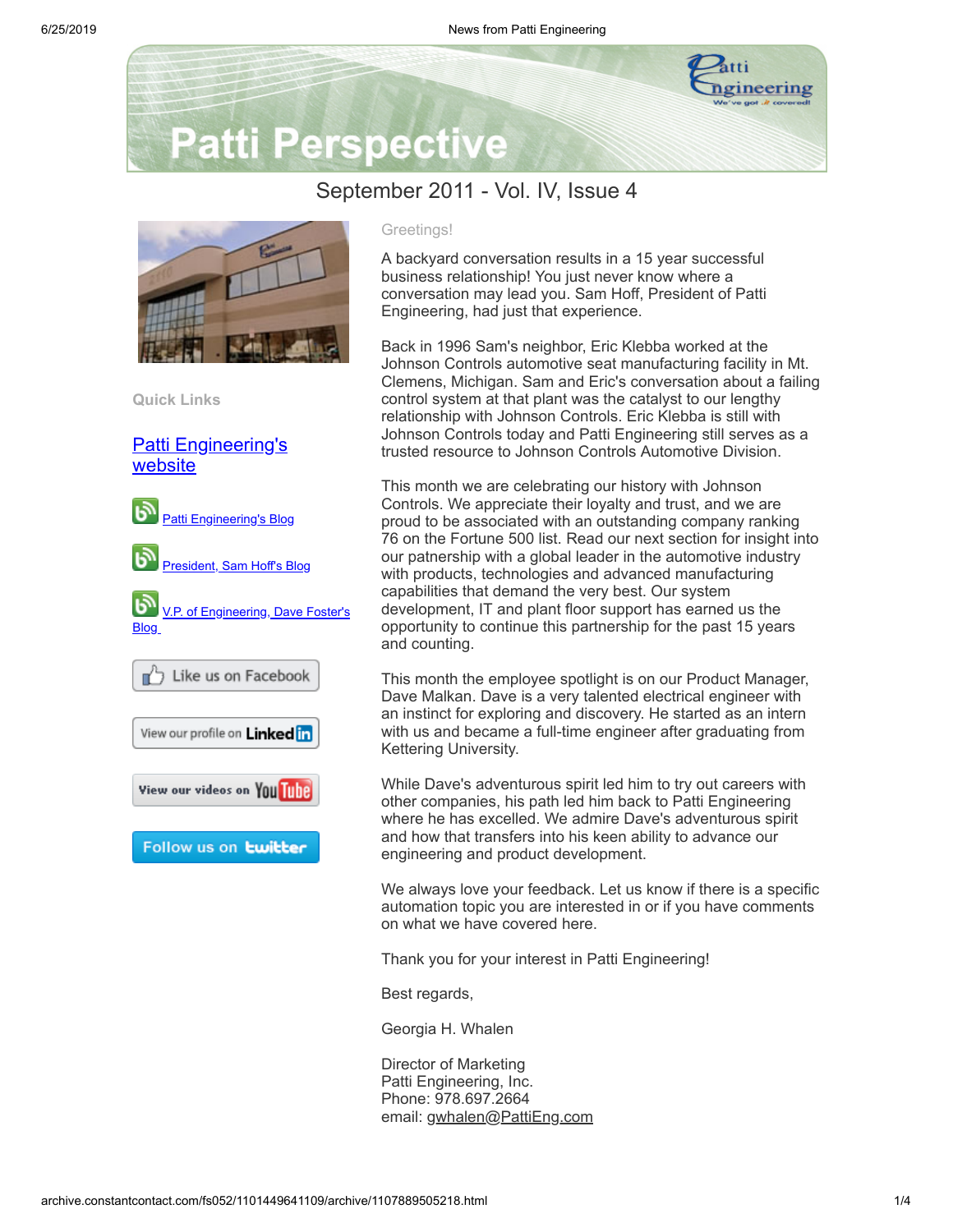# Patti Perspective

## September 2011 - Vol. IV, Issue 4

### Quick Links

[Patti Engineering's website]

[Patti Engineering's Blog]

[President, Sam Hoff's Blog]

[V.P. of Engineering, Dave Foster's Blog]

Like us on Facebook

View our profile on LinkedIn

View our videos on YouTube

Follow us on twitter

Greetings!

A backyard conversation results in a 15 year successful business relationship! You just never know where a conversation may lead you. Sam Hoff, President of Patti Engineering, had just that experience.

Back in 1996 Sam's neighbor, Eric Klebba worked at the Johnson Controls automotive seat manufacturing facility in Mt. Clemens, Michigan. Sam and Eric's conversation about a failing control system at that plant was the catalyst to our lengthy relationship with Johnson Controls. Eric Klebba is still with Johnson Controls today and Patti Engineering still serves as a trusted resource to Johnson Controls Automotive Division.

This month we are celebrating our history with Johnson Controls. We appreciate their loyalty and trust, and we are proud to be associated with an outstanding company ranking 76 on the Fortune 500 list. Read our next section for insight into our patnership with a global leader in the automotive industry with products, technologies and advanced manufacturing capabilities that demand the very best. Our system development, IT and plant floor support has earned us the opportunity to continue this partnership for the past 15 years and counting.

This month the employee spotlight is on our Product Manager, Dave Malkan. Dave is a very talented electrical engineer with an instinct for exploring and discovery. He started as an intern with us and became a full-time engineer after graduating from Kettering University.

While Dave's adventurous spirit led him to try out careers with other companies, his path led him back to Patti Engineering where he has excelled. We admire Dave's adventurous spirit and how that transfers into his keen ability to advance our engineering and product development.

We always love your feedback. Let us know if there is a specific automation topic you are interested in or if you have comments on what we have covered here.

Thank you for your interest in Patti Engineering!

Best regards,

Georgia H. Whalen

Director of Marketing  
Patti Engineering, Inc.  
Phone: 978.697.2664  
email: gwhalen@PattiEng.com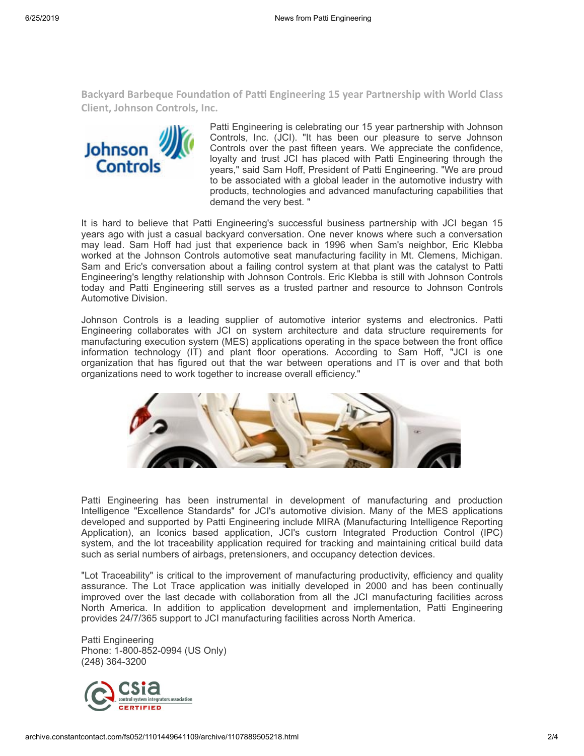## Backyard Barbeque Foundation of Patti Engineering 15 year Partnership with World Class Client, Johnson Controls, Inc.

Patti Engineering is celebrating our 15 year partnership with Johnson Controls, Inc. (JCI). "It has been our pleasure to serve Johnson Controls over the past fifteen years. We appreciate the confidence, loyalty and trust JCI has placed with Patti Engineering through the years," said Sam Hoff, President of Patti Engineering. "We are proud to be associated with a global leader in the automotive industry with products, technologies and advanced manufacturing capabilities that demand the very best. "

It is hard to believe that Patti Engineering's successful business partnership with JCI began 15 years ago with just a casual backyard conversation. One never knows where such a conversation may lead. Sam Hoff had just that experience back in 1996 when Sam's neighbor, Eric Klebba worked at the Johnson Controls automotive seat manufacturing facility in Mt. Clemens, Michigan. Sam and Eric's conversation about a failing control system at that plant was the catalyst to Patti Engineering's lengthy relationship with Johnson Controls. Eric Klebba is still with Johnson Controls today and Patti Engineering still serves as a trusted partner and resource to Johnson Controls Automotive Division.

Johnson Controls is a leading supplier of automotive interior systems and electronics. Patti Engineering collaborates with JCI on system architecture and data structure requirements for manufacturing execution system (MES) applications operating in the space between the front office information technology (IT) and plant floor operations. According to Sam Hoff, "JCI is one organization that has figured out that the war between operations and IT is over and that both organizations need to work together to increase overall efficiency."

Patti Engineering has been instrumental in development of manufacturing and production Intelligence "Excellence Standards" for JCI's automotive division. Many of the MES applications developed and supported by Patti Engineering include MIRA (Manufacturing Intelligence Reporting Application), an Iconics based application, JCI's custom Integrated Production Control (IPC) system, and the lot traceability application required for tracking and maintaining critical build data such as serial numbers of airbags, pretensioners, and occupancy detection devices.

"Lot Traceability" is critical to the improvement of manufacturing productivity, efficiency and quality assurance. The Lot Trace application was initially developed in 2000 and has been continually improved over the last decade with collaboration from all the JCI manufacturing facilities across North America. In addition to application development and implementation, Patti Engineering provides 24/7/365 support to JCI manufacturing facilities across North America.

Patti Engineering
Phone: 1-800-852-0994 (US Only)
(248) 364-3200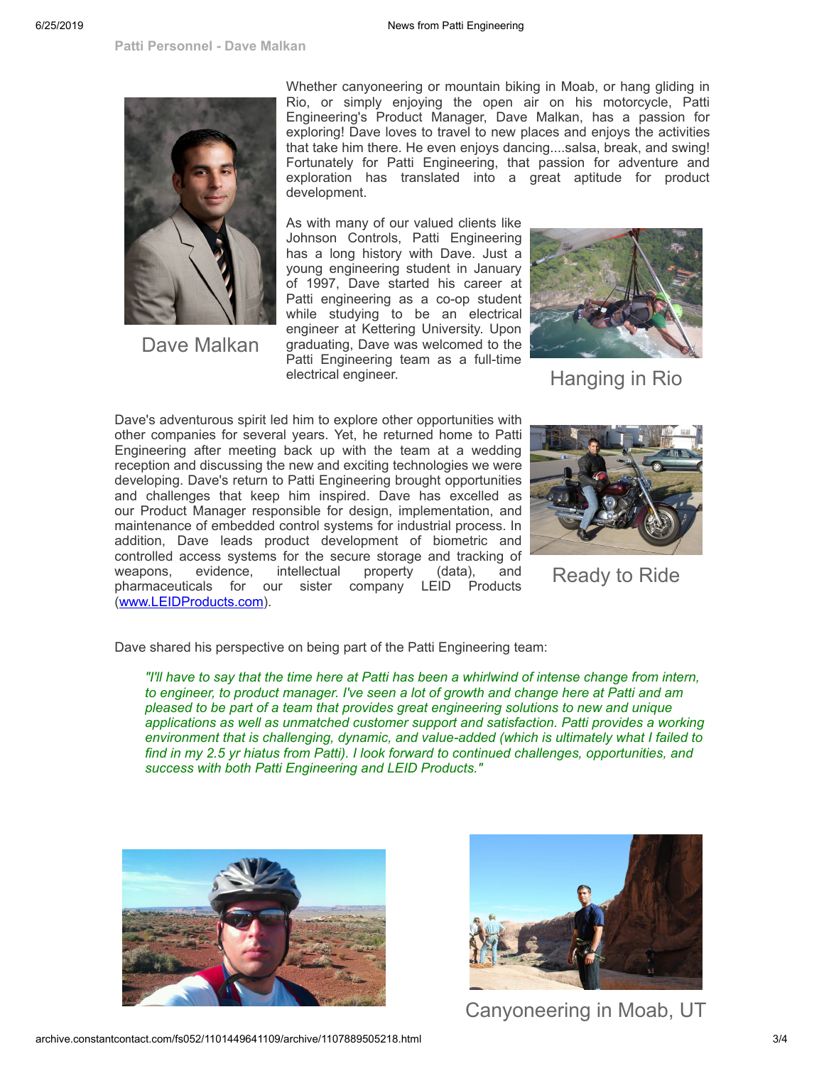### Patti Personnel - Dave Malkan

Whether canyoneering or mountain biking in Moab, or hang gliding in Rio, or simply enjoying the open air on his motorcycle, Patti Engineering's Product Manager, Dave Malkan, has a passion for exploring! Dave loves to travel to new places and enjoys the activities that take him there. He even enjoys dancing....salsa, break, and swing! Fortunately for Patti Engineering, that passion for adventure and exploration has translated into a great aptitude for product development.

Dave Malkan

As with many of our valued clients like Johnson Controls, Patti Engineering has a long history with Dave. Just a young engineering student in January of 1997, Dave started his career at Patti engineering as a co-op student while studying to be an electrical engineer at Kettering University. Upon graduating, Dave was welcomed to the Patti Engineering team as a full-time electrical engineer.

Hanging in Rio

Dave's adventurous spirit led him to explore other opportunities with other companies for several years. Yet, he returned home to Patti Engineering after meeting back up with the team at a wedding reception and discussing the new and exciting technologies we were developing. Dave's return to Patti Engineering brought opportunities and challenges that keep him inspired. Dave has excelled as our Product Manager responsible for design, implementation, and maintenance of embedded control systems for industrial process. In addition, Dave leads product development of biometric and controlled access systems for the secure storage and tracking of weapons, evidence, intellectual property (data), and pharmaceuticals for our sister company LEID Products ([www.LEIDProducts.com](http://www.LEIDProducts.com)).

Ready to Ride

Dave shared his perspective on being part of the Patti Engineering team:

> *"I'll have to say that the time here at Patti has been a whirlwind of intense change from intern, to engineer, to product manager. I've seen a lot of growth and change here at Patti and am pleased to be part of a team that provides great engineering solutions to new and unique applications as well as unmatched customer support and satisfaction. Patti provides a working environment that is challenging, dynamic, and value-added (which is ultimately what I failed to find in my 2.5 yr hiatus from Patti). I look forward to continued challenges, opportunities, and success with both Patti Engineering and LEID Products."*

Canyoneering in Moab, UT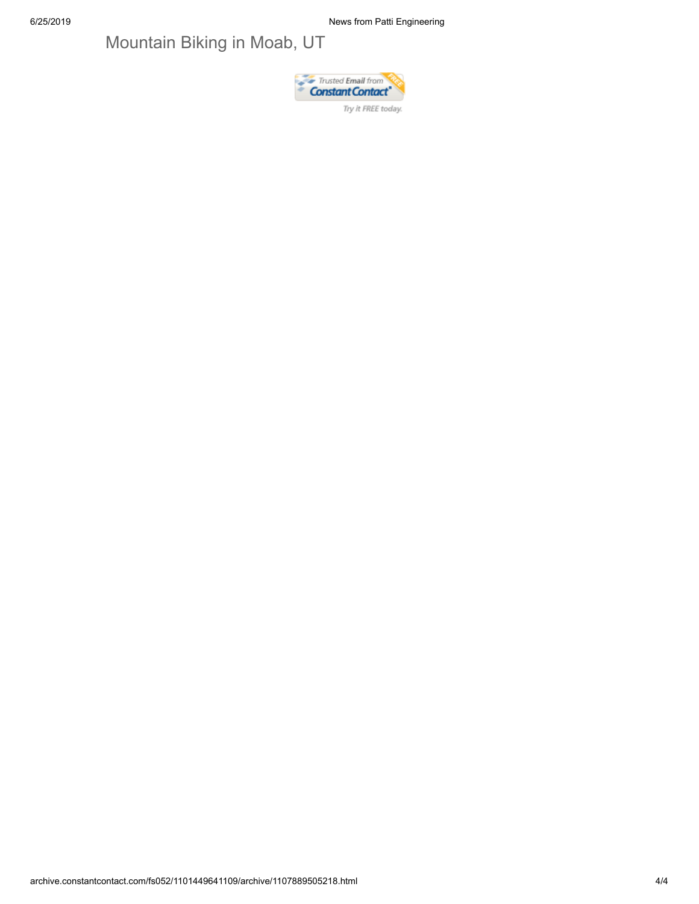Mountain Biking in Moab, UT

Trusted Email from Constant Contact

Try it FREE today.